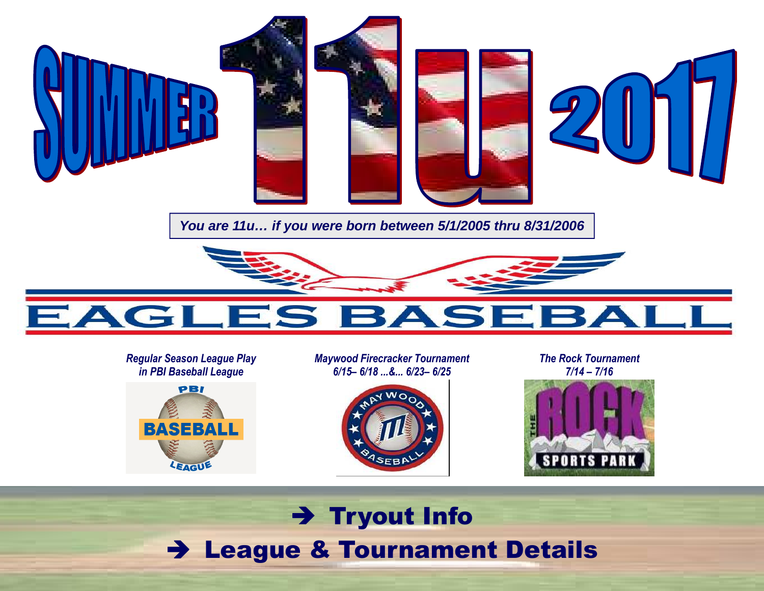# SUMMER 11u 2017

You are 11u… if you were born between 5/1/2005 thru 8/31/2006

## EAGLES BASEBALL

*Regular Season League Play in PBI Baseball League*

PBI BASEBALL LEAGUE

*Maywood Firecracker Tournament 6/15– 6/18 ...&... 6/23– 6/25*

MAYWOOD BASEBALL

*The Rock Tournament 7/14 – 7/16*

THE ROCK SPORTS PARK

**➔ Tryout Info**

**➔ League & Tournament Details**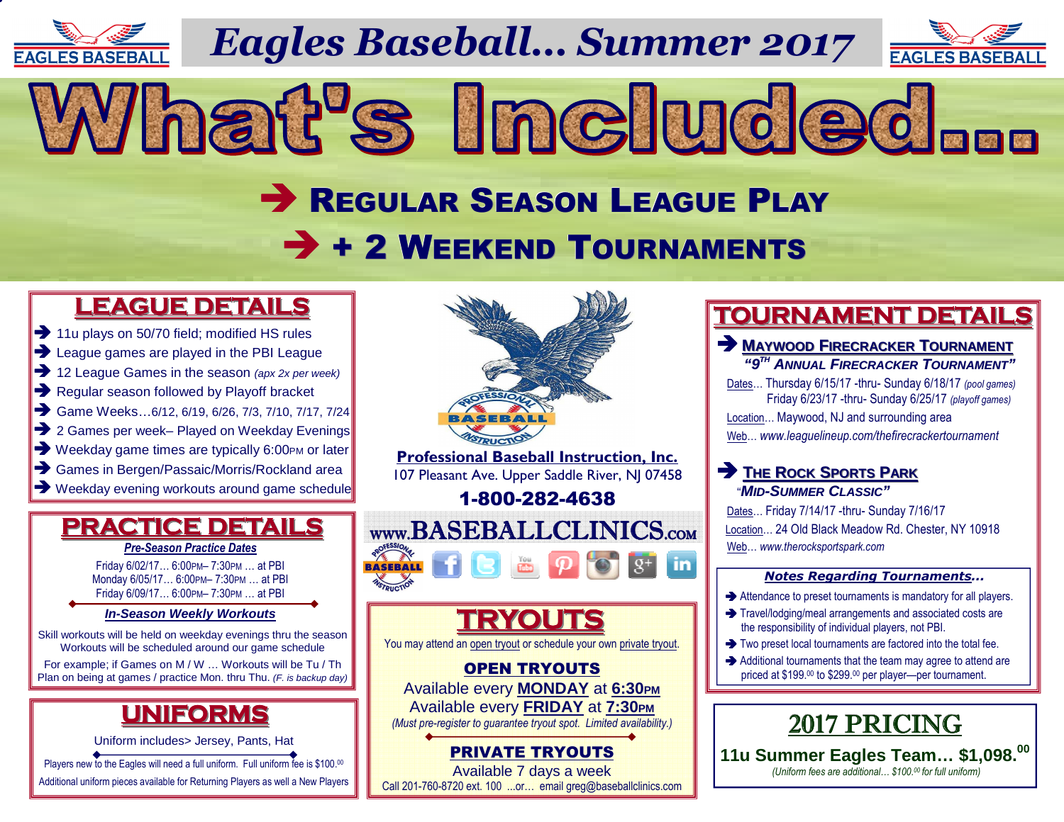# Eagles Baseball… Summer 2017

# What's Included…

## ➔ Regular Season League Play
## ➔ + 2 Weekend Tournaments

## LEAGUE DETAILS

- ➔ 11u plays on 50/70 field; modified HS rules
- ➔ League games are played in the PBI League
- ➔ 12 League Games in the season *(apx 2x per week)*
- ➔ Regular season followed by Playoff bracket
- ➔ Game Weeks…6/12, 6/19, 6/26, 7/3, 7/10, 7/17, 7/24
- ➔ 2 Games per week– Played on Weekday Evenings
- ➔ Weekday game times are typically 6:00PM or later
- ➔ Games in Bergen/Passaic/Morris/Rockland area
- ➔ Weekday evening workouts around game schedule

## PRACTICE DETAILS

***Pre-Season Practice Dates***

Friday 6/02/17… 6:00PM– 7:30PM … at PBI
Monday 6/05/17… 6:00PM– 7:30PM … at PBI
Friday 6/09/17… 6:00PM– 7:30PM … at PBI

***In-Season Weekly Workouts***

Skill workouts will be held on weekday evenings thru the season
Workouts will be scheduled around our game schedule

For example; if Games on M / W … Workouts will be Tu / Th
Plan on being at games / practice Mon. thru Thu. *(F. is backup day)*

## UNIFORMS

Uniform includes> Jersey, Pants, Hat

Players new to the Eagles will need a full uniform. Full uniform fee is $100.00

Additional uniform pieces available for Returning Players as well a New Players

**Professional Baseball Instruction, Inc.**
107 Pleasant Ave. Upper Saddle River, NJ 07458
**1-800-282-4638**

**www.BASEBALLCLINICS.com**

## TRYOUTS

You may attend an open tryout or schedule your own private tryout.

### OPEN TRYOUTS

Available every **MONDAY** at **6:30PM**
Available every **FRIDAY** at **7:30PM**
*(Must pre-register to guarantee tryout spot. Limited availability.)*

### PRIVATE TRYOUTS

Available 7 days a week
Call 201-760-8720 ext. 100 ...or… email greg@baseballclinics.com

## TOURNAMENT DETAILS

### ➔ Maywood Firecracker Tournament
***"9TH Annual Firecracker Tournament"***

Dates… Thursday 6/15/17 -thru- Sunday 6/18/17 *(pool games)*
Friday 6/23/17 -thru- Sunday 6/25/17 *(playoff games)*

Location… Maywood, NJ and surrounding area

Web… *www.leaguelineup.com/thefirecrackertournament*

### ➔ The Rock Sports Park
***"Mid-Summer Classic"***

Dates… Friday 7/14/17 -thru- Sunday 7/16/17

Location… 24 Old Black Meadow Rd. Chester, NY 10918

Web… *www.therocksportspark.com*

***Notes Regarding Tournaments…***

- ➔ Attendance to preset tournaments is mandatory for all players.
- ➔ Travel/lodging/meal arrangements and associated costs are the responsibility of individual players, not PBI.
- ➔ Two preset local tournaments are factored into the total fee.
- ➔ Additional tournaments that the team may agree to attend are priced at $199.00 to $299.00 per player—per tournament.

## 2017 PRICING

**11u Summer Eagles Team… $1,098.00**

*(Uniform fees are additional… $100.00 for full uniform)*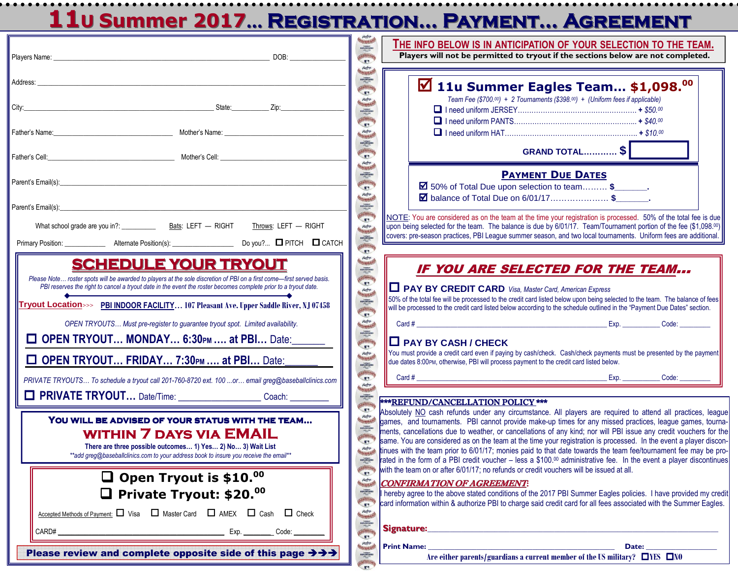# 11u Summer 2017... Registration... Payment... Agreement

Players Name: ______________________________ DOB: ______________

Address: ______________________________

City: ______________________________ State: __________ Zip: __________

Father's Name: ______________________ Mother's Name: ______________________

Father's Cell: ______________________ Mother's Cell: ______________________

Parent's Email(s): ______________________________

Parent's Email(s): ______________________________

What school grade are you in?: __________ Bats: LEFT — RIGHT Throws: LEFT — RIGHT

Primary Position: ____________ Alternate Position(s): ________________ Do you?... ☐ PITCH ☐ CATCH

## SCHEDULE YOUR TRYOUT

*Please Note… roster spots will be awarded to players at the sole discretion of PBI on a first come—first served basis. PBI reserves the right to cancel a tryout date in the event the roster becomes complete prior to a tryout date.*

**Tryout Location>>>** PBI INDOOR FACILITY… 107 Pleasant Ave. Upper Saddle River, NJ 07458

*OPEN TRYOUTS… Must pre-register to guarantee tryout spot. Limited availability.*

☐ **OPEN TRYOUT… MONDAY… 6:30PM .... at PBI…** Date:_______

☐ **OPEN TRYOUT… FRIDAY… 7:30PM .... at PBI…** Date:_______

*PRIVATE TRYOUTS… To schedule a tryout call 201-760-8720 ext. 100 ...or… email greg@baseballclinics.com*

☐ **PRIVATE TRYOUT…** Date/Time: ________________ Coach: __________

**YOU WILL BE ADVISED OF YOUR STATUS WITH THE TEAM…**

**WITHIN 7 DAYS VIA EMAIL**

There are three possible outcomes… 1) Yes… 2) No… 3) Wait List

*\*\*add greg@baseballclinics.com to your address book to insure you receive the email\*\**

☐ **Open Tryout is $10.00**

☐ **Private Tryout: $20.00**

Accepted Methods of Payment: ☐ Visa ☐ Master Card ☐ AMEX ☐ Cash ☐ Check

CARD# ______________________________ Exp. __________ Code: __________

**Please review and complete opposite side of this page →→→**

---

## THE INFO BELOW IS IN ANTICIPATION OF YOUR SELECTION TO THE TEAM.

**Players will not be permitted to tryout if the sections below are not completed.**

☑ **11u Summer Eagles Team… $1,098.00**

*Team Fee ($700.00) + 2 Tournaments ($398.00) + (Uniform fees if applicable)*

☐ I need uniform JERSEY…………………………… + $50.00

☐ I need uniform PANTS…………………………… + $40.00

☐ I need uniform HAT……………………………… + $10.00

**GRAND TOTAL………… $** ________

### Payment Due Dates

☑ 50% of Total Due upon selection to team……… $_______.

☑ balance of Total Due on 6/01/17………………… $_______.

NOTE: You are considered as on the team at the time your registration is processed. 50% of the total fee is due upon being selected for the team. The balance is due by 6/01/17. Team/Tournament portion of the fee ($1,098.00) covers: pre-season practices, PBI League summer season, and two local tournaments. Uniform fees are additional.

## IF YOU ARE SELECTED FOR THE TEAM…

☐ **PAY BY CREDIT CARD** *Visa, Master Card, American Express*

50% of the total fee will be processed to the credit card listed below upon being selected to the team. The balance of fees will be processed to the credit card listed below according to the schedule outlined in the "Payment Due Dates" section.

Card # ______________________________ Exp. __________ Code: __________

☐ **PAY BY CASH / CHECK**

You must provide a credit card even if paying by cash/check. Cash/check payments must be presented by the payment due dates 8:00PM, otherwise, PBI will process payment to the credit card listed below.

Card # ______________________________ Exp. __________ Code: __________

**\*\*\*REFUND/CANCELLATION POLICY\*\*\***

Absolutely NO cash refunds under any circumstance. All players are required to attend all practices, league games, and tournaments. PBI cannot provide make-up times for any missed practices, league games, tournaments, cancellations due to weather, or cancellations of any kind; nor will PBI issue any credit vouchers for the same. You are considered as on the team at the time your registration is processed. In the event a player discontinues with the team prior to 6/01/17; monies paid to that date towards the team fee/tournament fee may be prorated in the form of a PBI credit voucher – less a $100.00 administrative fee. In the event a player discontinues with the team on or after 6/01/17; no refunds or credit vouchers will be issued at all.

***CONFIRMATION OF AGREEMENT:***

I hereby agree to the above stated conditions of the 2017 PBI Summer Eagles policies. I have provided my credit card information within & authorize PBI to charge said credit card for all fees associated with the Summer Eagles.

**Signature:** ______________________________

**Print Name:** ______________________________ **Date:** ______________

Are either parents/guardians a current member of the US military? ☐YES ☐NO